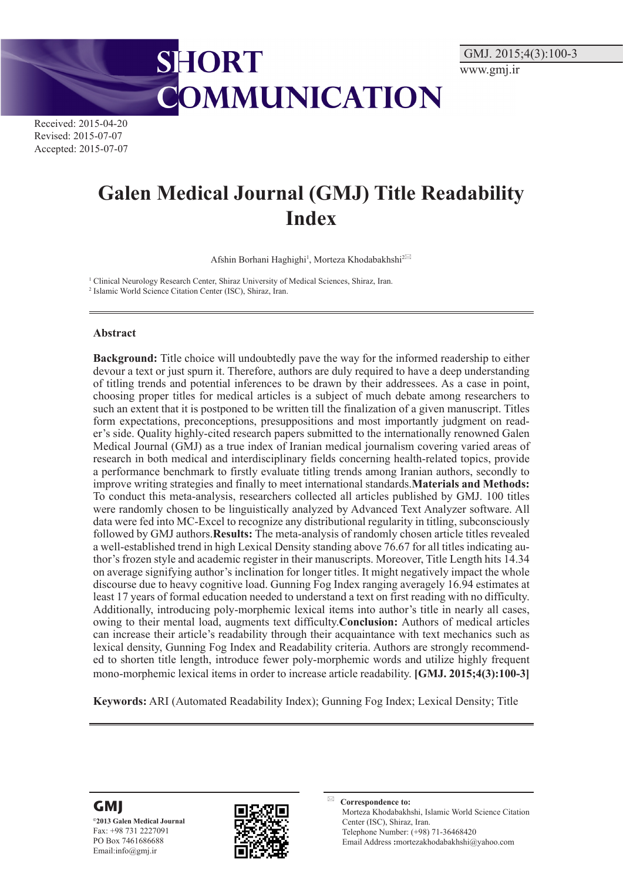SHORT COMMUNICATION

Received: 2015-04-20
Revised: 2015-07-07
Accepted: 2015-07-07

# Galen Medical Journal (GMJ) Title Readability Index

Afshin Borhani Haghighi[1], Morteza Khodabakhshi[2]

[1] Clinical Neurology Research Center, Shiraz University of Medical Sciences, Shiraz, Iran.
[2] Islamic World Science Citation Center (ISC), Shiraz, Iran.

## Abstract

**Background:** Title choice will undoubtedly pave the way for the informed readership to either devour a text or just spurn it. Therefore, authors are duly required to have a deep understanding of titling trends and potential inferences to be drawn by their addressees. As a case in point, choosing proper titles for medical articles is a subject of much debate among researchers to such an extent that it is postponed to be written till the finalization of a given manuscript. Titles form expectations, preconceptions, presuppositions and most importantly judgment on reader's side. Quality highly-cited research papers submitted to the internationally renowned Galen Medical Journal (GMJ) as a true index of Iranian medical journalism covering varied areas of research in both medical and interdisciplinary fields concerning health-related topics, provide a performance benchmark to firstly evaluate titling trends among Iranian authors, secondly to improve writing strategies and finally to meet international standards.**Materials and Methods:** To conduct this meta-analysis, researchers collected all articles published by GMJ. 100 titles were randomly chosen to be linguistically analyzed by Advanced Text Analyzer software. All data were fed into MC-Excel to recognize any distributional regularity in titling, subconsciously followed by GMJ authors.**Results:** The meta-analysis of randomly chosen article titles revealed a well-established trend in high Lexical Density standing above 76.67 for all titles indicating author's frozen style and academic register in their manuscripts. Moreover, Title Length hits 14.34 on average signifying author's inclination for longer titles. It might negatively impact the whole discourse due to heavy cognitive load. Gunning Fog Index ranging averagely 16.94 estimates at least 17 years of formal education needed to understand a text on first reading with no difficulty. Additionally, introducing poly-morphemic lexical items into author's title in nearly all cases, owing to their mental load, augments text difficulty.**Conclusion:** Authors of medical articles can increase their article's readability through their acquaintance with text mechanics such as lexical density, Gunning Fog Index and Readability criteria. Authors are strongly recommended to shorten title length, introduce fewer poly-morphemic words and utilize highly frequent mono-morphemic lexical items in order to increase article readability. **[GMJ. 2015;4(3):100-3]**

**Keywords:** ARI (Automated Readability Index); Gunning Fog Index; Lexical Density; Title

**GMJ**
©2013 Galen Medical Journal
Fax: +98 731 2227091
PO Box 7461686688
Email:info@gmj.ir

**Correspondence to:**
Morteza Khodabakhshi, Islamic World Science Citation Center (ISC), Shiraz, Iran.
Telephone Number: (+98) 71-36468420
Email Address :mortezakhodabakhshi@yahoo.com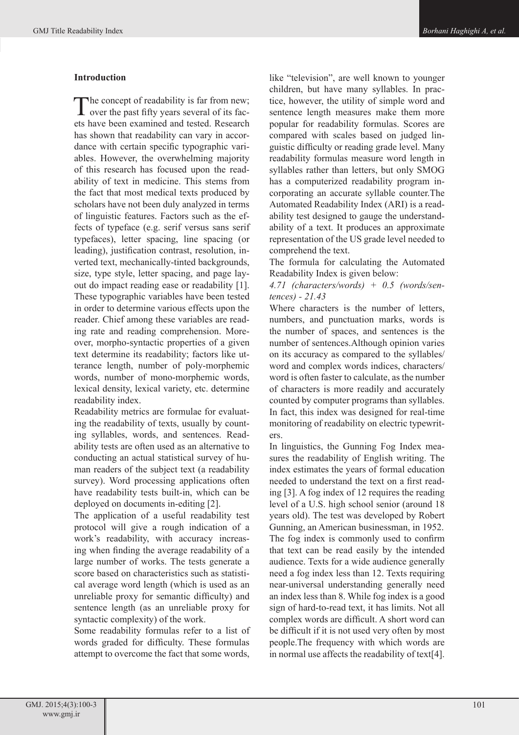## Introduction

The concept of readability is far from new; over the past fifty years several of its facets have been examined and tested. Research has shown that readability can vary in accordance with certain specific typographic variables. However, the overwhelming majority of this research has focused upon the readability of text in medicine. This stems from the fact that most medical texts produced by scholars have not been duly analyzed in terms of linguistic features. Factors such as the effects of typeface (e.g. serif versus sans serif typefaces), letter spacing, line spacing (or leading), justification contrast, resolution, inverted text, mechanically-tinted backgrounds, size, type style, letter spacing, and page layout do impact reading ease or readability [1]. These typographic variables have been tested in order to determine various effects upon the reader. Chief among these variables are reading rate and reading comprehension. Moreover, morpho-syntactic properties of a given text determine its readability; factors like utterance length, number of poly-morphemic words, number of mono-morphemic words, lexical density, lexical variety, etc. determine readability index.

Readability metrics are formulae for evaluating the readability of texts, usually by counting syllables, words, and sentences. Readability tests are often used as an alternative to conducting an actual statistical survey of human readers of the subject text (a readability survey). Word processing applications often have readability tests built-in, which can be deployed on documents in-editing [2].

The application of a useful readability test protocol will give a rough indication of a work's readability, with accuracy increasing when finding the average readability of a large number of works. The tests generate a score based on characteristics such as statistical average word length (which is used as an unreliable proxy for semantic difficulty) and sentence length (as an unreliable proxy for syntactic complexity) of the work.

Some readability formulas refer to a list of words graded for difficulty. These formulas attempt to overcome the fact that some words, like "television", are well known to younger children, but have many syllables. In practice, however, the utility of simple word and sentence length measures make them more popular for readability formulas. Scores are compared with scales based on judged linguistic difficulty or reading grade level. Many readability formulas measure word length in syllables rather than letters, but only SMOG has a computerized readability program incorporating an accurate syllable counter.The Automated Readability Index (ARI) is a readability test designed to gauge the understandability of a text. It produces an approximate representation of the US grade level needed to comprehend the text.

The formula for calculating the Automated Readability Index is given below:

*4.71 (characters/words) + 0.5 (words/sentences) - 21.43*

Where characters is the number of letters, numbers, and punctuation marks, words is the number of spaces, and sentences is the number of sentences.Although opinion varies on its accuracy as compared to the syllables/word and complex words indices, characters/word is often faster to calculate, as the number of characters is more readily and accurately counted by computer programs than syllables. In fact, this index was designed for real-time monitoring of readability on electric typewriters.

In linguistics, the Gunning Fog Index measures the readability of English writing. The index estimates the years of formal education needed to understand the text on a first reading [3]. A fog index of 12 requires the reading level of a U.S. high school senior (around 18 years old). The test was developed by Robert Gunning, an American businessman, in 1952. The fog index is commonly used to confirm that text can be read easily by the intended audience. Texts for a wide audience generally need a fog index less than 12. Texts requiring near-universal understanding generally need an index less than 8. While fog index is a good sign of hard-to-read text, it has limits. Not all complex words are difficult. A short word can be difficult if it is not used very often by most people.The frequency with which words are in normal use affects the readability of text[4].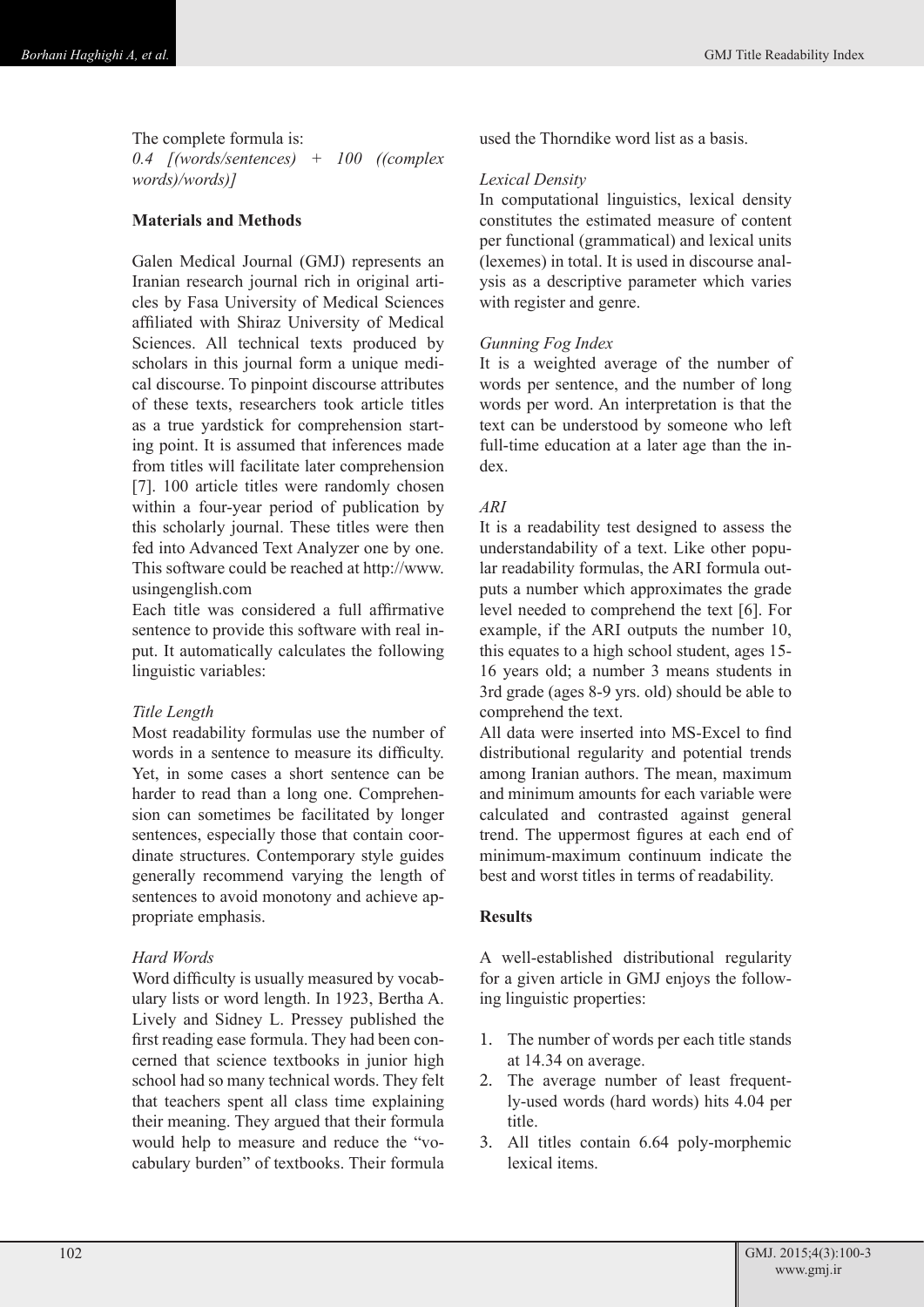The complete formula is:
*0.4 [(words/sentences) + 100 ((complex words)/words)]*

**Materials and Methods**

Galen Medical Journal (GMJ) represents an Iranian research journal rich in original articles by Fasa University of Medical Sciences affiliated with Shiraz University of Medical Sciences. All technical texts produced by scholars in this journal form a unique medical discourse. To pinpoint discourse attributes of these texts, researchers took article titles as a true yardstick for comprehension starting point. It is assumed that inferences made from titles will facilitate later comprehension [7]. 100 article titles were randomly chosen within a four-year period of publication by this scholarly journal. These titles were then fed into Advanced Text Analyzer one by one. This software could be reached at http://www.usingenglish.com

Each title was considered a full affirmative sentence to provide this software with real input. It automatically calculates the following linguistic variables:

*Title Length*

Most readability formulas use the number of words in a sentence to measure its difficulty. Yet, in some cases a short sentence can be harder to read than a long one. Comprehension can sometimes be facilitated by longer sentences, especially those that contain coordinate structures. Contemporary style guides generally recommend varying the length of sentences to avoid monotony and achieve appropriate emphasis.

*Hard Words*

Word difficulty is usually measured by vocabulary lists or word length. In 1923, Bertha A. Lively and Sidney L. Pressey published the first reading ease formula. They had been concerned that science textbooks in junior high school had so many technical words. They felt that teachers spent all class time explaining their meaning. They argued that their formula would help to measure and reduce the "vocabulary burden" of textbooks. Their formula used the Thorndike word list as a basis.

*Lexical Density*

In computational linguistics, lexical density constitutes the estimated measure of content per functional (grammatical) and lexical units (lexemes) in total. It is used in discourse analysis as a descriptive parameter which varies with register and genre.

*Gunning Fog Index*

It is a weighted average of the number of words per sentence, and the number of long words per word. An interpretation is that the text can be understood by someone who left full-time education at a later age than the index.

*ARI*

It is a readability test designed to assess the understandability of a text. Like other popular readability formulas, the ARI formula outputs a number which approximates the grade level needed to comprehend the text [6]. For example, if the ARI outputs the number 10, this equates to a high school student, ages 15-16 years old; a number 3 means students in 3rd grade (ages 8-9 yrs. old) should be able to comprehend the text.

All data were inserted into MS-Excel to find distributional regularity and potential trends among Iranian authors. The mean, maximum and minimum amounts for each variable were calculated and contrasted against general trend. The uppermost figures at each end of minimum-maximum continuum indicate the best and worst titles in terms of readability.

**Results**

A well-established distributional regularity for a given article in GMJ enjoys the following linguistic properties:

1. The number of words per each title stands at 14.34 on average.
2. The average number of least frequently-used words (hard words) hits 4.04 per title.
3. All titles contain 6.64 poly-morphemic lexical items.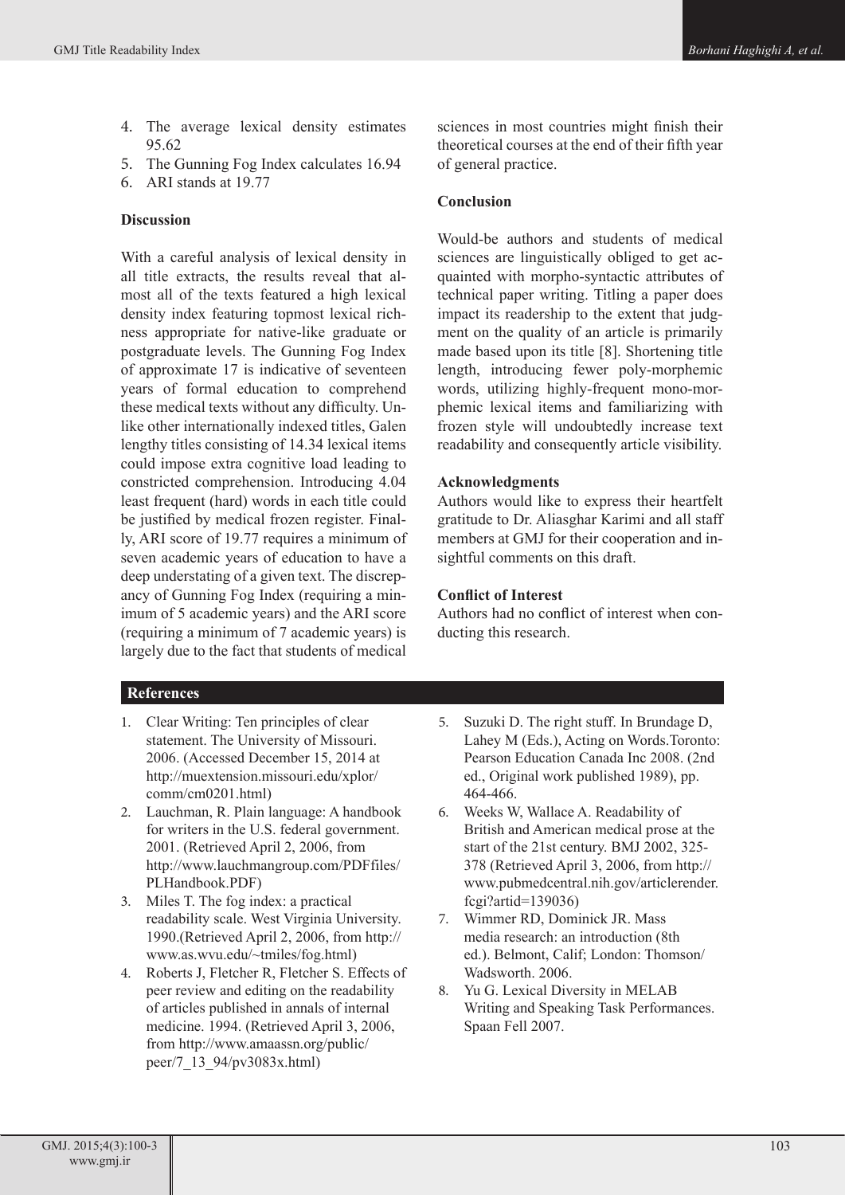4. The average lexical density estimates 95.62
5. The Gunning Fog Index calculates 16.94
6. ARI stands at 19.77

**Discussion**

With a careful analysis of lexical density in all title extracts, the results reveal that almost all of the texts featured a high lexical density index featuring topmost lexical richness appropriate for native-like graduate or postgraduate levels. The Gunning Fog Index of approximate 17 is indicative of seventeen years of formal education to comprehend these medical texts without any difficulty. Unlike other internationally indexed titles, Galen lengthy titles consisting of 14.34 lexical items could impose extra cognitive load leading to constricted comprehension. Introducing 4.04 least frequent (hard) words in each title could be justified by medical frozen register. Finally, ARI score of 19.77 requires a minimum of seven academic years of education to have a deep understating of a given text. The discrepancy of Gunning Fog Index (requiring a minimum of 5 academic years) and the ARI score (requiring a minimum of 7 academic years) is largely due to the fact that students of medical sciences in most countries might finish their theoretical courses at the end of their fifth year of general practice.

**Conclusion**

Would-be authors and students of medical sciences are linguistically obliged to get acquainted with morpho-syntactic attributes of technical paper writing. Titling a paper does impact its readership to the extent that judgment on the quality of an article is primarily made based upon its title [8]. Shortening title length, introducing fewer poly-morphemic words, utilizing highly-frequent mono-morphemic lexical items and familiarizing with frozen style will undoubtedly increase text readability and consequently article visibility.

**Acknowledgments**

Authors would like to express their heartfelt gratitude to Dr. Aliasghar Karimi and all staff members at GMJ for their cooperation and insightful comments on this draft.

**Conflict of Interest**

Authors had no conflict of interest when conducting this research.

## References

1. Clear Writing: Ten principles of clear statement. The University of Missouri. 2006. (Accessed December 15, 2014 at http://muextension.missouri.edu/xplor/comm/cm0201.html)
2. Lauchman, R. Plain language: A handbook for writers in the U.S. federal government. 2001. (Retrieved April 2, 2006, from http://www.lauchmangroup.com/PDFfiles/PLHandbook.PDF)
3. Miles T. The fog index: a practical readability scale. West Virginia University. 1990.(Retrieved April 2, 2006, from http://www.as.wvu.edu/~tmiles/fog.html)
4. Roberts J, Fletcher R, Fletcher S. Effects of peer review and editing on the readability of articles published in annals of internal medicine. 1994. (Retrieved April 3, 2006, from http://www.amaassn.org/public/peer/7_13_94/pv3083x.html)
5. Suzuki D. The right stuff. In Brundage D, Lahey M (Eds.), Acting on Words.Toronto: Pearson Education Canada Inc 2008. (2nd ed., Original work published 1989), pp. 464-466.
6. Weeks W, Wallace A. Readability of British and American medical prose at the start of the 21st century. BMJ 2002, 325-378 (Retrieved April 3, 2006, from http://www.pubmedcentral.nih.gov/articlerender.fcgi?artid=139036)
7. Wimmer RD, Dominick JR. Mass media research: an introduction (8th ed.). Belmont, Calif; London: Thomson/Wadsworth. 2006.
8. Yu G. Lexical Diversity in MELAB Writing and Speaking Task Performances. Spaan Fell 2007.